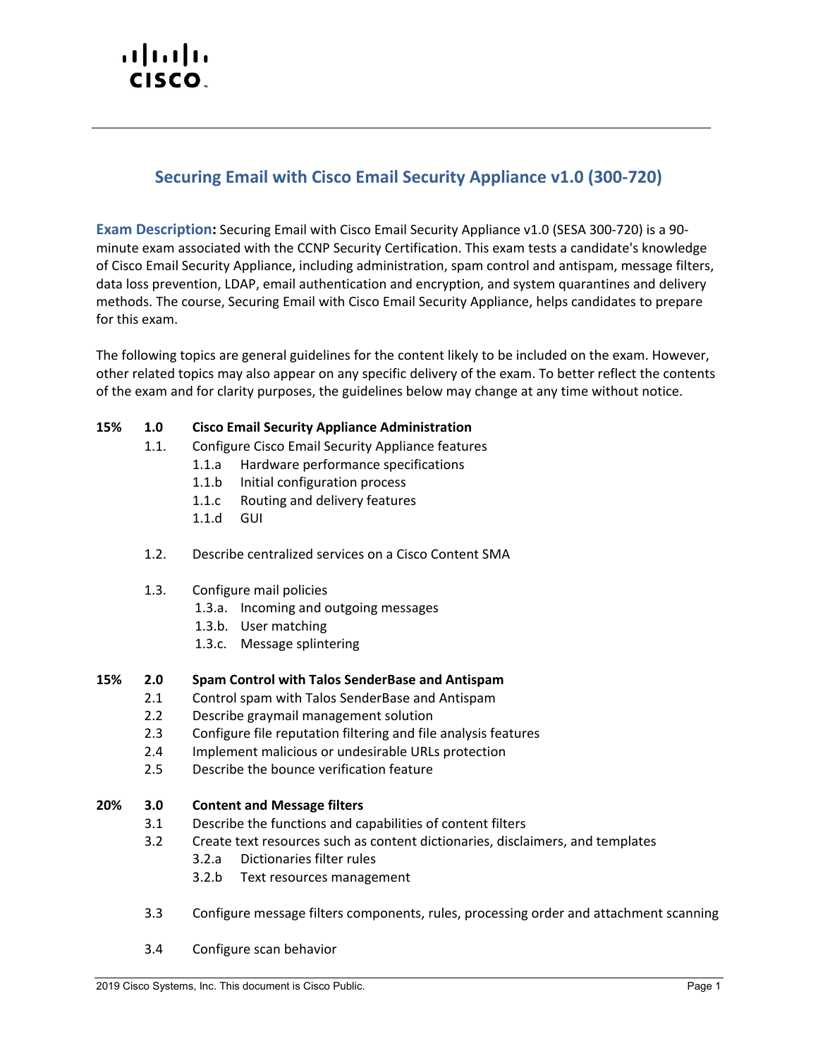# Securing Email with Cisco Email Security Appliance v1.0 (300-720)

**Exam Description:** Securing Email with Cisco Email Security Appliance v1.0 (SESA 300-720) is a 90-minute exam associated with the CCNP Security Certification. This exam tests a candidate's knowledge of Cisco Email Security Appliance, including administration, spam control and antispam, message filters, data loss prevention, LDAP, email authentication and encryption, and system quarantines and delivery methods. The course, Securing Email with Cisco Email Security Appliance, helps candidates to prepare for this exam.

The following topics are general guidelines for the content likely to be included on the exam. However, other related topics may also appear on any specific delivery of the exam. To better reflect the contents of the exam and for clarity purposes, the guidelines below may change at any time without notice.

**15% 1.0 Cisco Email Security Appliance Administration**

- 1.1. Configure Cisco Email Security Appliance features
  - 1.1.a Hardware performance specifications
  - 1.1.b Initial configuration process
  - 1.1.c Routing and delivery features
  - 1.1.d GUI
- 1.2. Describe centralized services on a Cisco Content SMA
- 1.3. Configure mail policies
  - 1.3.a. Incoming and outgoing messages
  - 1.3.b. User matching
  - 1.3.c. Message splintering

**15% 2.0 Spam Control with Talos SenderBase and Antispam**

- 2.1 Control spam with Talos SenderBase and Antispam
- 2.2 Describe graymail management solution
- 2.3 Configure file reputation filtering and file analysis features
- 2.4 Implement malicious or undesirable URLs protection
- 2.5 Describe the bounce verification feature

**20% 3.0 Content and Message filters**

- 3.1 Describe the functions and capabilities of content filters
- 3.2 Create text resources such as content dictionaries, disclaimers, and templates
  - 3.2.a Dictionaries filter rules
  - 3.2.b Text resources management
- 3.3 Configure message filters components, rules, processing order and attachment scanning
- 3.4 Configure scan behavior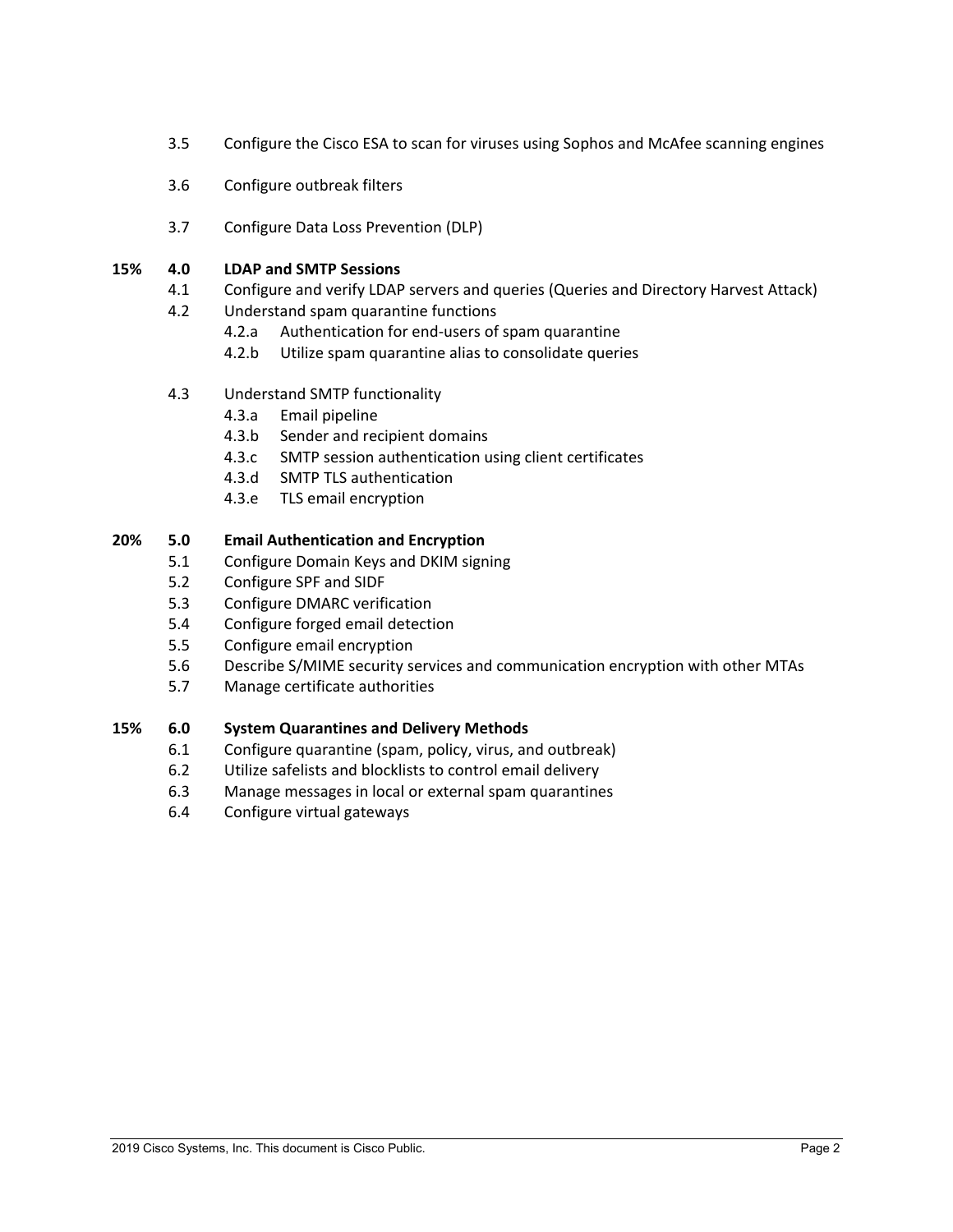3.5 Configure the Cisco ESA to scan for viruses using Sophos and McAfee scanning engines

3.6 Configure outbreak filters

3.7 Configure Data Loss Prevention (DLP)

**15% 4.0 LDAP and SMTP Sessions**

- 4.1 Configure and verify LDAP servers and queries (Queries and Directory Harvest Attack)
- 4.2 Understand spam quarantine functions
  - 4.2.a Authentication for end-users of spam quarantine
  - 4.2.b Utilize spam quarantine alias to consolidate queries
- 4.3 Understand SMTP functionality
  - 4.3.a Email pipeline
  - 4.3.b Sender and recipient domains
  - 4.3.c SMTP session authentication using client certificates
  - 4.3.d SMTP TLS authentication
  - 4.3.e TLS email encryption

**20% 5.0 Email Authentication and Encryption**

- 5.1 Configure Domain Keys and DKIM signing
- 5.2 Configure SPF and SIDF
- 5.3 Configure DMARC verification
- 5.4 Configure forged email detection
- 5.5 Configure email encryption
- 5.6 Describe S/MIME security services and communication encryption with other MTAs
- 5.7 Manage certificate authorities

**15% 6.0 System Quarantines and Delivery Methods**

- 6.1 Configure quarantine (spam, policy, virus, and outbreak)
- 6.2 Utilize safelists and blocklists to control email delivery
- 6.3 Manage messages in local or external spam quarantines
- 6.4 Configure virtual gateways